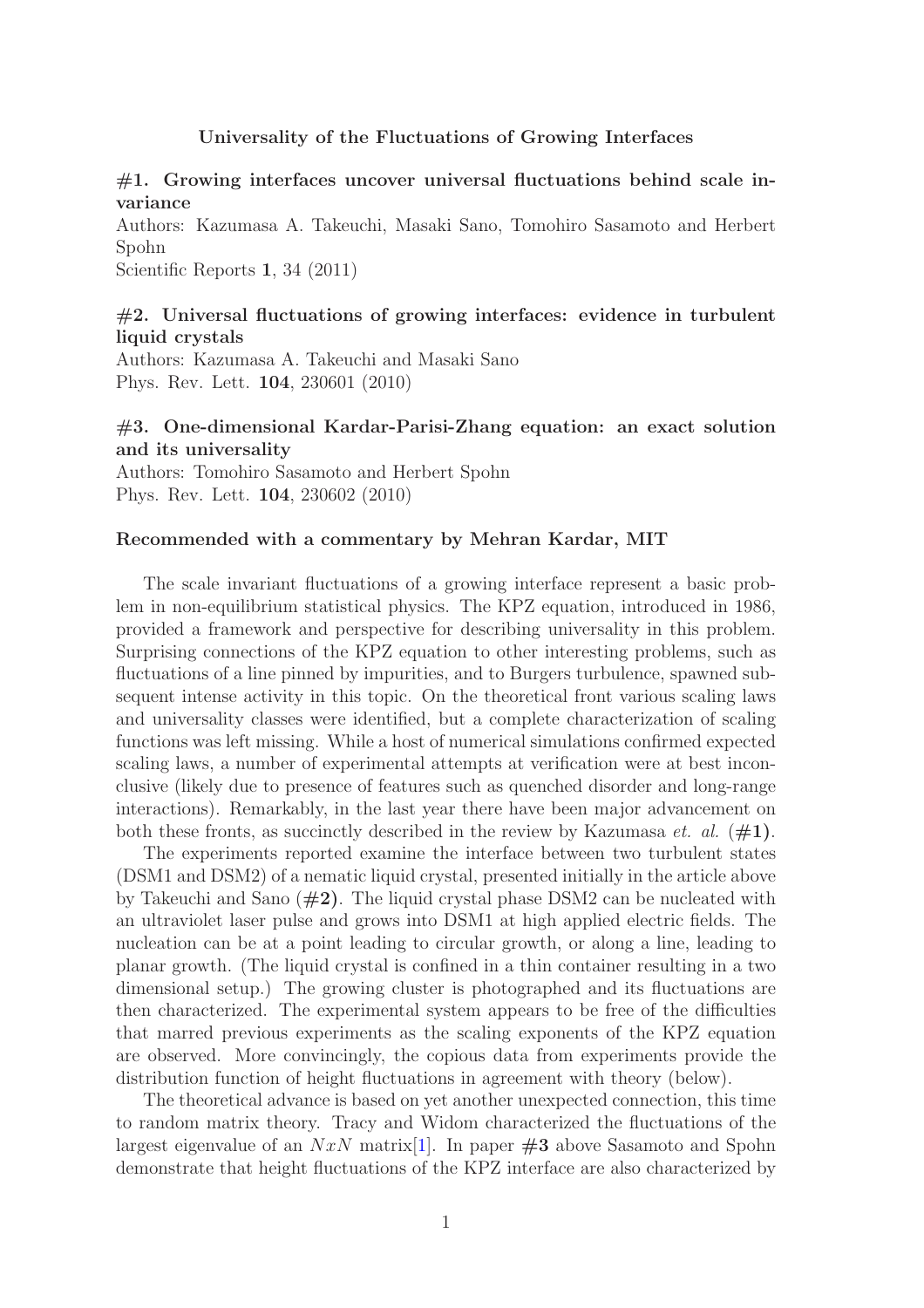# Universality of the Fluctuations of Growing Interfaces

## #1. Growing interfaces uncover universal fluctuations behind scale invariance

Authors: Kazumasa A. Takeuchi, Masaki Sano, Tomohiro Sasamoto and Herbert Spohn

Scientific Reports **1**, 34 (2011)

## #2. Universal fluctuations of growing interfaces: evidence in turbulent liquid crystals

Authors: Kazumasa A. Takeuchi and Masaki Sano

Phys. Rev. Lett. **104**, 230601 (2010)

## #3. One-dimensional Kardar-Parisi-Zhang equation: an exact solution and its universality

Authors: Tomohiro Sasamoto and Herbert Spohn

Phys. Rev. Lett. **104**, 230602 (2010)

### Recommended with a commentary by Mehran Kardar, MIT

The scale invariant fluctuations of a growing interface represent a basic problem in non-equilibrium statistical physics. The KPZ equation, introduced in 1986, provided a framework and perspective for describing universality in this problem. Surprising connections of the KPZ equation to other interesting problems, such as fluctuations of a line pinned by impurities, and to Burgers turbulence, spawned subsequent intense activity in this topic. On the theoretical front various scaling laws and universality classes were identified, but a complete characterization of scaling functions was left missing. While a host of numerical simulations confirmed expected scaling laws, a number of experimental attempts at verification were at best inconclusive (likely due to presence of features such as quenched disorder and long-range interactions). Remarkably, in the last year there have been major advancement on both these fronts, as succinctly described in the review by Kazumasa *et. al.* (**#1**).

The experiments reported examine the interface between two turbulent states (DSM1 and DSM2) of a nematic liquid crystal, presented initially in the article above by Takeuchi and Sano (**#2**). The liquid crystal phase DSM2 can be nucleated with an ultraviolet laser pulse and grows into DSM1 at high applied electric fields. The nucleation can be at a point leading to circular growth, or along a line, leading to planar growth. (The liquid crystal is confined in a thin container resulting in a two dimensional setup.) The growing cluster is photographed and its fluctuations are then characterized. The experimental system appears to be free of the difficulties that marred previous experiments as the scaling exponents of the KPZ equation are observed. More convincingly, the copious data from experiments provide the distribution function of height fluctuations in agreement with theory (below).

The theoretical advance is based on yet another unexpected connection, this time to random matrix theory. Tracy and Widom characterized the fluctuations of the largest eigenvalue of an $NxN$ matrix[1]. In paper **#3** above Sasamoto and Spohn demonstrate that height fluctuations of the KPZ interface are also characterized by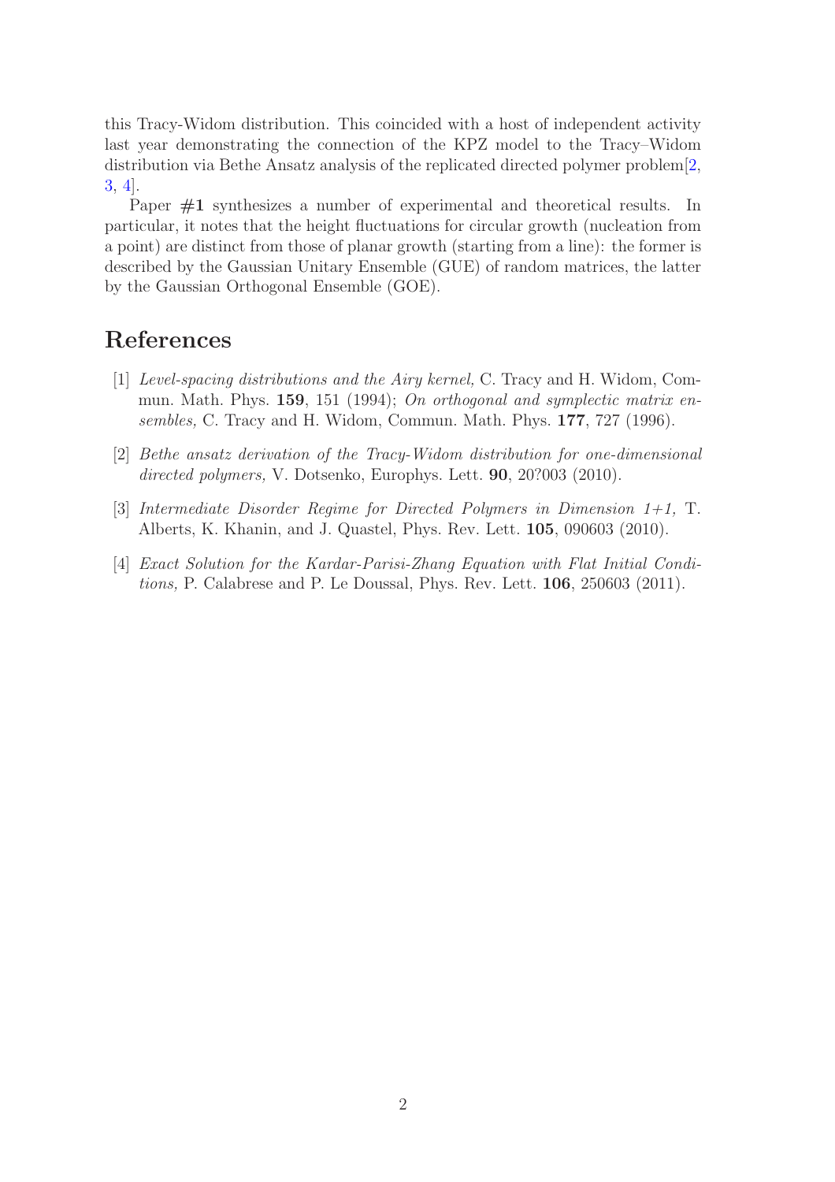this Tracy-Widom distribution. This coincided with a host of independent activity last year demonstrating the connection of the KPZ model to the Tracy–Widom distribution via Bethe Ansatz analysis of the replicated directed polymer problem[2, 3, 4].

Paper **#1** synthesizes a number of experimental and theoretical results. In particular, it notes that the height fluctuations for circular growth (nucleation from a point) are distinct from those of planar growth (starting from a line): the former is described by the Gaussian Unitary Ensemble (GUE) of random matrices, the latter by the Gaussian Orthogonal Ensemble (GOE).

# References

[1] *Level-spacing distributions and the Airy kernel,* C. Tracy and H. Widom, Commun. Math. Phys. **159**, 151 (1994); *On orthogonal and symplectic matrix ensembles,* C. Tracy and H. Widom, Commun. Math. Phys. **177**, 727 (1996).

[2] *Bethe ansatz derivation of the Tracy-Widom distribution for one-dimensional directed polymers,* V. Dotsenko, Europhys. Lett. **90**, 20?003 (2010).

[3] *Intermediate Disorder Regime for Directed Polymers in Dimension 1+1,* T. Alberts, K. Khanin, and J. Quastel, Phys. Rev. Lett. **105**, 090603 (2010).

[4] *Exact Solution for the Kardar-Parisi-Zhang Equation with Flat Initial Conditions,* P. Calabrese and P. Le Doussal, Phys. Rev. Lett. **106**, 250603 (2011).